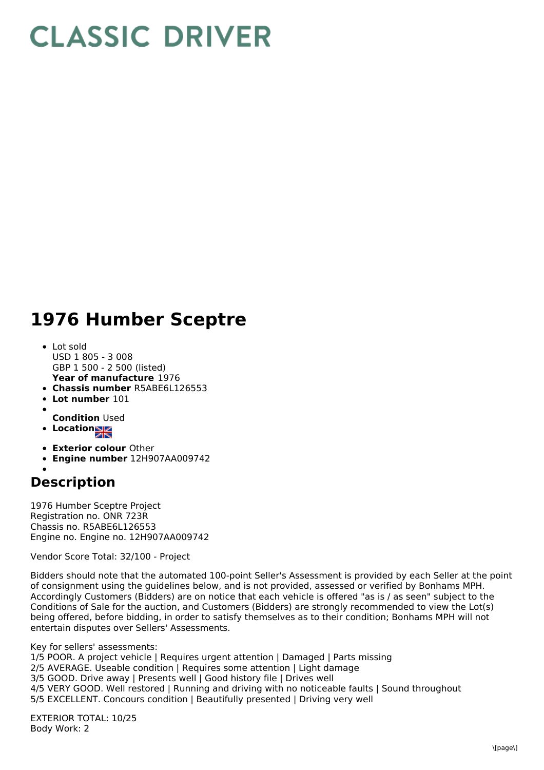# CLASSIC DRIVER

# 1976 Humber Sceptre

- Lot sold
  USD 1 805 - 3 008
  GBP 1 500 - 2 500 (listed)
  **Year of manufacture** 1976
- **Chassis number** R5ABE6L126553
- **Lot number** 101
- **Condition** Used
- **Location**
- **Exterior colour** Other
- **Engine number** 12H907AA009742

## Description

1976 Humber Sceptre Project
Registration no. ONR 723R
Chassis no. R5ABE6L126553
Engine no. Engine no. 12H907AA009742

Vendor Score Total: 32/100 - Project

Bidders should note that the automated 100-point Seller's Assessment is provided by each Seller at the point of consignment using the guidelines below, and is not provided, assessed or verified by Bonhams MPH. Accordingly Customers (Bidders) are on notice that each vehicle is offered "as is / as seen" subject to the Conditions of Sale for the auction, and Customers (Bidders) are strongly recommended to view the Lot(s) being offered, before bidding, in order to satisfy themselves as to their condition; Bonhams MPH will not entertain disputes over Sellers' Assessments.

Key for sellers' assessments:
1/5 POOR. A project vehicle | Requires urgent attention | Damaged | Parts missing
2/5 AVERAGE. Useable condition | Requires some attention | Light damage
3/5 GOOD. Drive away | Presents well | Good history file | Drives well
4/5 VERY GOOD. Well restored | Running and driving with no noticeable faults | Sound throughout
5/5 EXCELLENT. Concours condition | Beautifully presented | Driving very well

EXTERIOR TOTAL: 10/25
Body Work: 2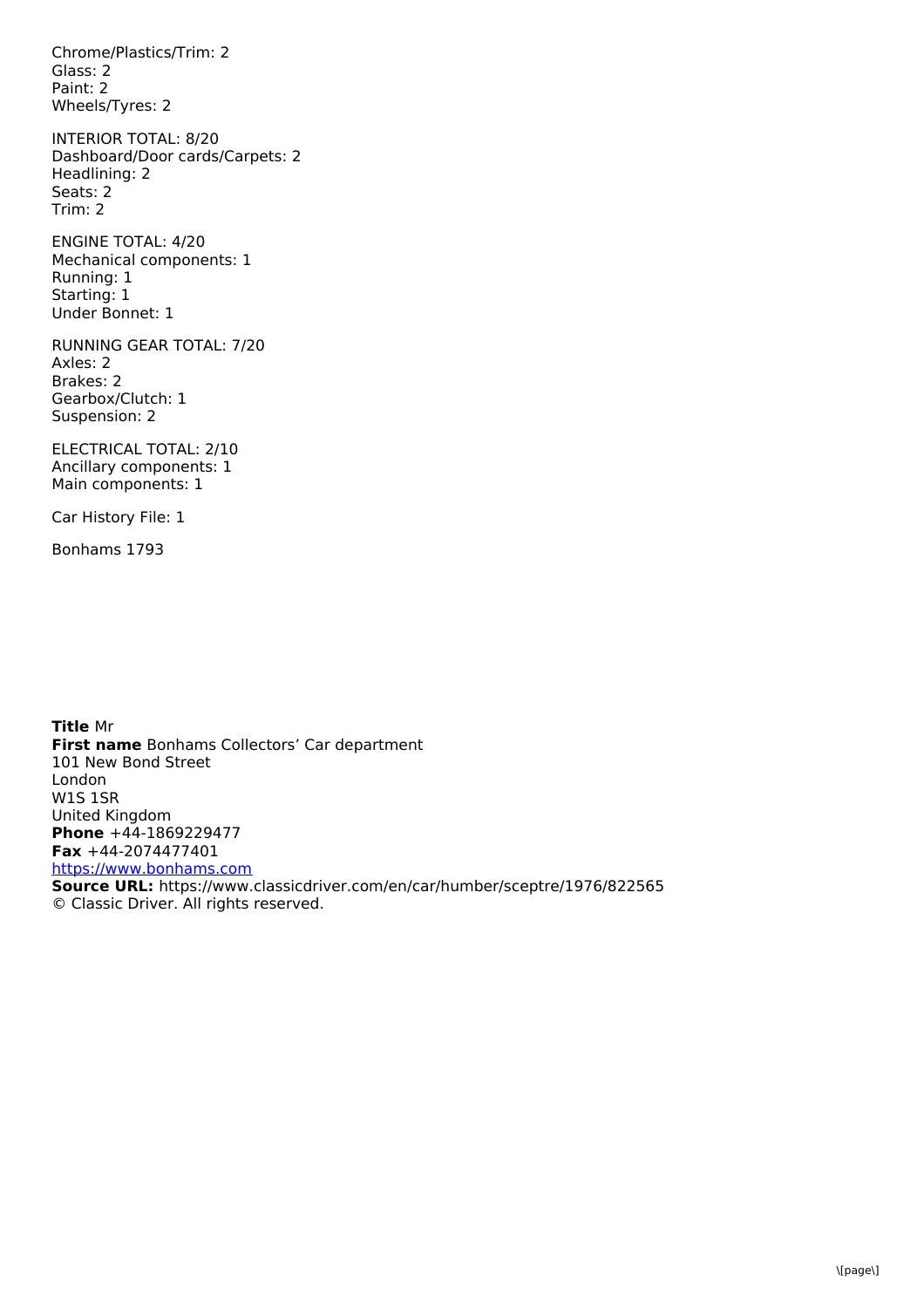Chrome/Plastics/Trim: 2
Glass: 2
Paint: 2
Wheels/Tyres: 2

INTERIOR TOTAL: 8/20
Dashboard/Door cards/Carpets: 2
Headlining: 2
Seats: 2
Trim: 2

ENGINE TOTAL: 4/20
Mechanical components: 1
Running: 1
Starting: 1
Under Bonnet: 1

RUNNING GEAR TOTAL: 7/20
Axles: 2
Brakes: 2
Gearbox/Clutch: 1
Suspension: 2

ELECTRICAL TOTAL: 2/10
Ancillary components: 1
Main components: 1

Car History File: 1

Bonhams 1793

**Title** Mr
**First name** Bonhams Collectors' Car department
101 New Bond Street
London
W1S 1SR
United Kingdom
**Phone** +44-1869229477
**Fax** +44-2074477401
[https://www.bonhams.com](https://www.bonhams.com)
**Source URL:** https://www.classicdriver.com/en/car/humber/sceptre/1976/822565
© Classic Driver. All rights reserved.